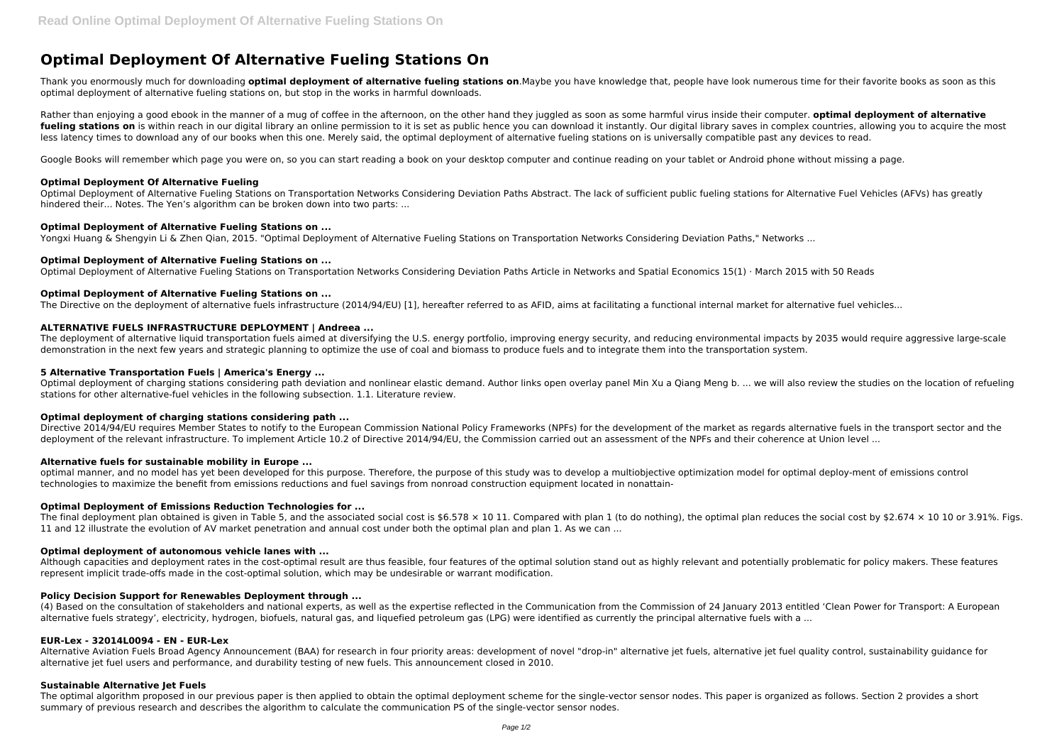# Optimal Deployment Of Alternative Fueling Stations On

Thank you enormously much for downloading **optimal deployment of alternative fueling stations on**.Maybe you have knowledge that, people have look numerous time for their favorite books as soon as this optimal deployment of alternative fueling stations on, but stop in the works in harmful downloads.

Rather than enjoying a good ebook in the manner of a mug of coffee in the afternoon, on the other hand they juggled as soon as some harmful virus inside their computer. **optimal deployment of alternative fueling stations on** is within reach in our digital library an online permission to it is set as public hence you can download it instantly. Our digital library saves in complex countries, allowing you to acquire the most less latency times to download any of our books when this one. Merely said, the optimal deployment of alternative fueling stations on is universally compatible past any devices to read.

Google Books will remember which page you were on, so you can start reading a book on your desktop computer and continue reading on your tablet or Android phone without missing a page.

### Optimal Deployment Of Alternative Fueling

Optimal Deployment of Alternative Fueling Stations on Transportation Networks Considering Deviation Paths Abstract. The lack of sufficient public fueling stations for Alternative Fuel Vehicles (AFVs) has greatly hindered their... Notes. The Yen's algorithm can be broken down into two parts: ...

### Optimal Deployment of Alternative Fueling Stations on ...

Yongxi Huang & Shengyin Li & Zhen Qian, 2015. "Optimal Deployment of Alternative Fueling Stations on Transportation Networks Considering Deviation Paths," Networks ...

### Optimal Deployment of Alternative Fueling Stations on ...

Optimal Deployment of Alternative Fueling Stations on Transportation Networks Considering Deviation Paths Article in Networks and Spatial Economics 15(1) · March 2015 with 50 Reads

### Optimal Deployment of Alternative Fueling Stations on ...

The Directive on the deployment of alternative fuels infrastructure (2014/94/EU) [1], hereafter referred to as AFID, aims at facilitating a functional internal market for alternative fuel vehicles...

### ALTERNATIVE FUELS INFRASTRUCTURE DEPLOYMENT | Andreea ...

The deployment of alternative liquid transportation fuels aimed at diversifying the U.S. energy portfolio, improving energy security, and reducing environmental impacts by 2035 would require aggressive large-scale demonstration in the next few years and strategic planning to optimize the use of coal and biomass to produce fuels and to integrate them into the transportation system.

### 5 Alternative Transportation Fuels | America's Energy ...

Optimal deployment of charging stations considering path deviation and nonlinear elastic demand. Author links open overlay panel Min Xu a Qiang Meng b. ... we will also review the studies on the location of refueling stations for other alternative-fuel vehicles in the following subsection. 1.1. Literature review.

### Optimal deployment of charging stations considering path ...

Directive 2014/94/EU requires Member States to notify to the European Commission National Policy Frameworks (NPFs) for the development of the market as regards alternative fuels in the transport sector and the deployment of the relevant infrastructure. To implement Article 10.2 of Directive 2014/94/EU, the Commission carried out an assessment of the NPFs and their coherence at Union level ...

### Alternative fuels for sustainable mobility in Europe ...

optimal manner, and no model has yet been developed for this purpose. Therefore, the purpose of this study was to develop a multiobjective optimization model for optimal deploy-ment of emissions control technologies to maximize the benefit from emissions reductions and fuel savings from nonroad construction equipment located in nonattain-

### Optimal Deployment of Emissions Reduction Technologies for ...

The final deployment plan obtained is given in Table 5, and the associated social cost is \$6.578 × 10 11. Compared with plan 1 (to do nothing), the optimal plan reduces the social cost by \$2.674 × 10 10 or 3.91%. Figs. 11 and 12 illustrate the evolution of AV market penetration and annual cost under both the optimal plan and plan 1. As we can ...

### Optimal deployment of autonomous vehicle lanes with ...

Although capacities and deployment rates in the cost-optimal result are thus feasible, four features of the optimal solution stand out as highly relevant and potentially problematic for policy makers. These features represent implicit trade-offs made in the cost-optimal solution, which may be undesirable or warrant modification.

### Policy Decision Support for Renewables Deployment through ...

(4) Based on the consultation of stakeholders and national experts, as well as the expertise reflected in the Communication from the Commission of 24 January 2013 entitled 'Clean Power for Transport: A European alternative fuels strategy', electricity, hydrogen, biofuels, natural gas, and liquefied petroleum gas (LPG) were identified as currently the principal alternative fuels with a ...

### EUR-Lex - 32014L0094 - EN - EUR-Lex

Alternative Aviation Fuels Broad Agency Announcement (BAA) for research in four priority areas: development of novel "drop-in" alternative jet fuels, alternative jet fuel quality control, sustainability guidance for alternative jet fuel users and performance, and durability testing of new fuels. This announcement closed in 2010.

### Sustainable Alternative Jet Fuels

The optimal algorithm proposed in our previous paper is then applied to obtain the optimal deployment scheme for the single-vector sensor nodes. This paper is organized as follows. Section 2 provides a short summary of previous research and describes the algorithm to calculate the communication PS of the single-vector sensor nodes.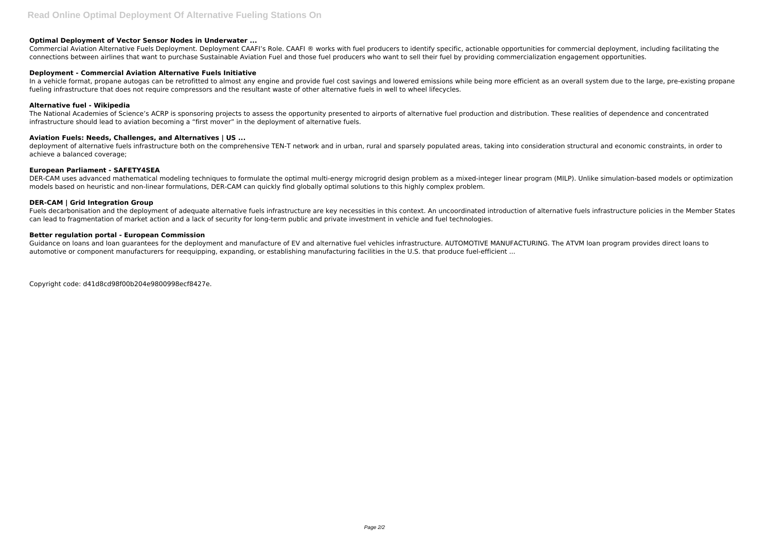### Optimal Deployment of Vector Sensor Nodes in Underwater ...

Commercial Aviation Alternative Fuels Deployment. Deployment CAAFI's Role. CAAFI ® works with fuel producers to identify specific, actionable opportunities for commercial deployment, including facilitating the connections between airlines that want to purchase Sustainable Aviation Fuel and those fuel producers who want to sell their fuel by providing commercialization engagement opportunities.

### Deployment - Commercial Aviation Alternative Fuels Initiative

In a vehicle format, propane autogas can be retrofitted to almost any engine and provide fuel cost savings and lowered emissions while being more efficient as an overall system due to the large, pre-existing propane fueling infrastructure that does not require compressors and the resultant waste of other alternative fuels in well to wheel lifecycles.

### Alternative fuel - Wikipedia

The National Academies of Science's ACRP is sponsoring projects to assess the opportunity presented to airports of alternative fuel production and distribution. These realities of dependence and concentrated infrastructure should lead to aviation becoming a "first mover" in the deployment of alternative fuels.

### Aviation Fuels: Needs, Challenges, and Alternatives | US ...

deployment of alternative fuels infrastructure both on the comprehensive TEN-T network and in urban, rural and sparsely populated areas, taking into consideration structural and economic constraints, in order to achieve a balanced coverage;

### European Parliament - SAFETY4SEA

DER-CAM uses advanced mathematical modeling techniques to formulate the optimal multi-energy microgrid design problem as a mixed-integer linear program (MILP). Unlike simulation-based models or optimization models based on heuristic and non-linear formulations, DER-CAM can quickly find globally optimal solutions to this highly complex problem.

### DER-CAM | Grid Integration Group

Fuels decarbonisation and the deployment of adequate alternative fuels infrastructure are key necessities in this context. An uncoordinated introduction of alternative fuels infrastructure policies in the Member States can lead to fragmentation of market action and a lack of security for long-term public and private investment in vehicle and fuel technologies.

### Better regulation portal - European Commission

Guidance on loans and loan guarantees for the deployment and manufacture of EV and alternative fuel vehicles infrastructure. AUTOMOTIVE MANUFACTURING. The ATVM loan program provides direct loans to automotive or component manufacturers for reequipping, expanding, or establishing manufacturing facilities in the U.S. that produce fuel-efficient ...

Copyright code: d41d8cd98f00b204e9800998ecf8427e.